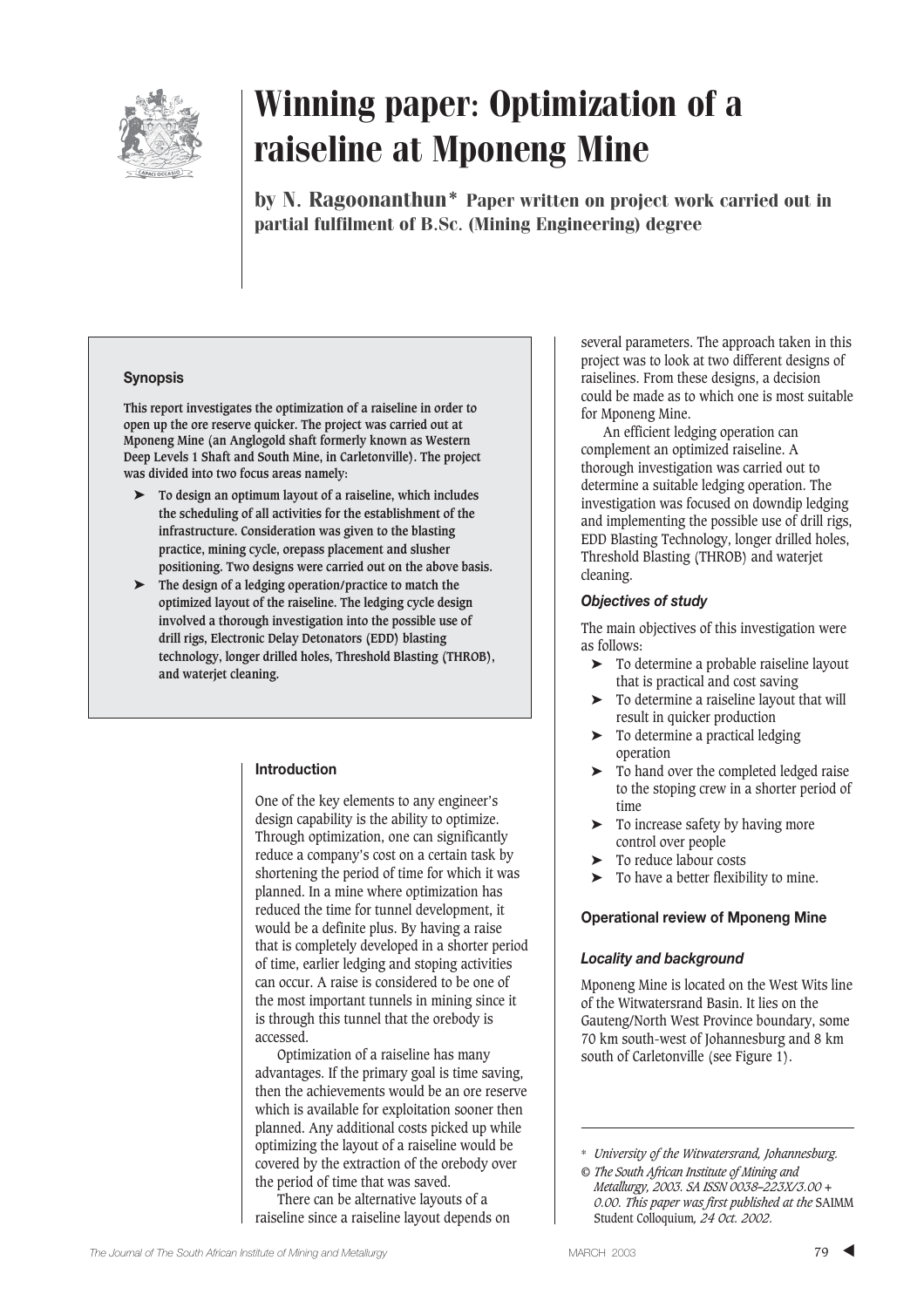# Winning paper: Optimization of a raiseline at Mponeng Mine

**by N. Ragoonanthun*** **Paper written on project work carried out in partial fulfilment of B.Sc. (Mining Engineering) degree**

### Synopsis

**This report investigates the optimization of a raiseline in order to open up the ore reserve quicker. The project was carried out at Mponeng Mine (an Anglogold shaft formerly known as Western Deep Levels 1 Shaft and South Mine, in Carletonville). The project was divided into two focus areas namely:**

- **To design an optimum layout of a raiseline, which includes the scheduling of all activities for the establishment of the infrastructure. Consideration was given to the blasting practice, mining cycle, orepass placement and slusher positioning. Two designs were carried out on the above basis.**
- **The design of a ledging operation/practice to match the optimized layout of the raiseline. The ledging cycle design involved a thorough investigation into the possible use of drill rigs, Electronic Delay Detonators (EDD) blasting technology, longer drilled holes, Threshold Blasting (THROB), and waterjet cleaning.**

### Introduction

One of the key elements to any engineer's design capability is the ability to optimize. Through optimization, one can significantly reduce a company's cost on a certain task by shortening the period of time for which it was planned. In a mine where optimization has reduced the time for tunnel development, it would be a definite plus. By having a raise that is completely developed in a shorter period of time, earlier ledging and stoping activities can occur. A raise is considered to be one of the most important tunnels in mining since it is through this tunnel that the orebody is accessed.

Optimization of a raiseline has many advantages. If the primary goal is time saving, then the achievements would be an ore reserve which is available for exploitation sooner then planned. Any additional costs picked up while optimizing the layout of a raiseline would be covered by the extraction of the orebody over the period of time that was saved.

There can be alternative layouts of a raiseline since a raiseline layout depends on several parameters. The approach taken in this project was to look at two different designs of raiselines. From these designs, a decision could be made as to which one is most suitable for Mponeng Mine.

An efficient ledging operation can complement an optimized raiseline. A thorough investigation was carried out to determine a suitable ledging operation. The investigation was focused on downdip ledging and implementing the possible use of drill rigs, EDD Blasting Technology, longer drilled holes, Threshold Blasting (THROB) and waterjet cleaning.

#### *Objectives of study*

The main objectives of this investigation were as follows:

- To determine a probable raiseline layout that is practical and cost saving
- To determine a raiseline layout that will result in quicker production
- To determine a practical ledging operation
- To hand over the completed ledged raise to the stoping crew in a shorter period of time
- To increase safety by having more control over people
- To reduce labour costs
- To have a better flexibility to mine.

### Operational review of Mponeng Mine

#### *Locality and background*

Mponeng Mine is located on the West Wits line of the Witwatersrand Basin. It lies on the Gauteng/North West Province boundary, some 70 km south-west of Johannesburg and 8 km south of Carletonville (see Figure 1).

---

\* *University of the Witwatersrand, Johannesburg.*

© *The South African Institute of Mining and Metallurgy, 2003. SA ISSN 0038–223X/3.00 + 0.00. This paper was first published at the* SAIMM Student Colloquium, *24 Oct. 2002.*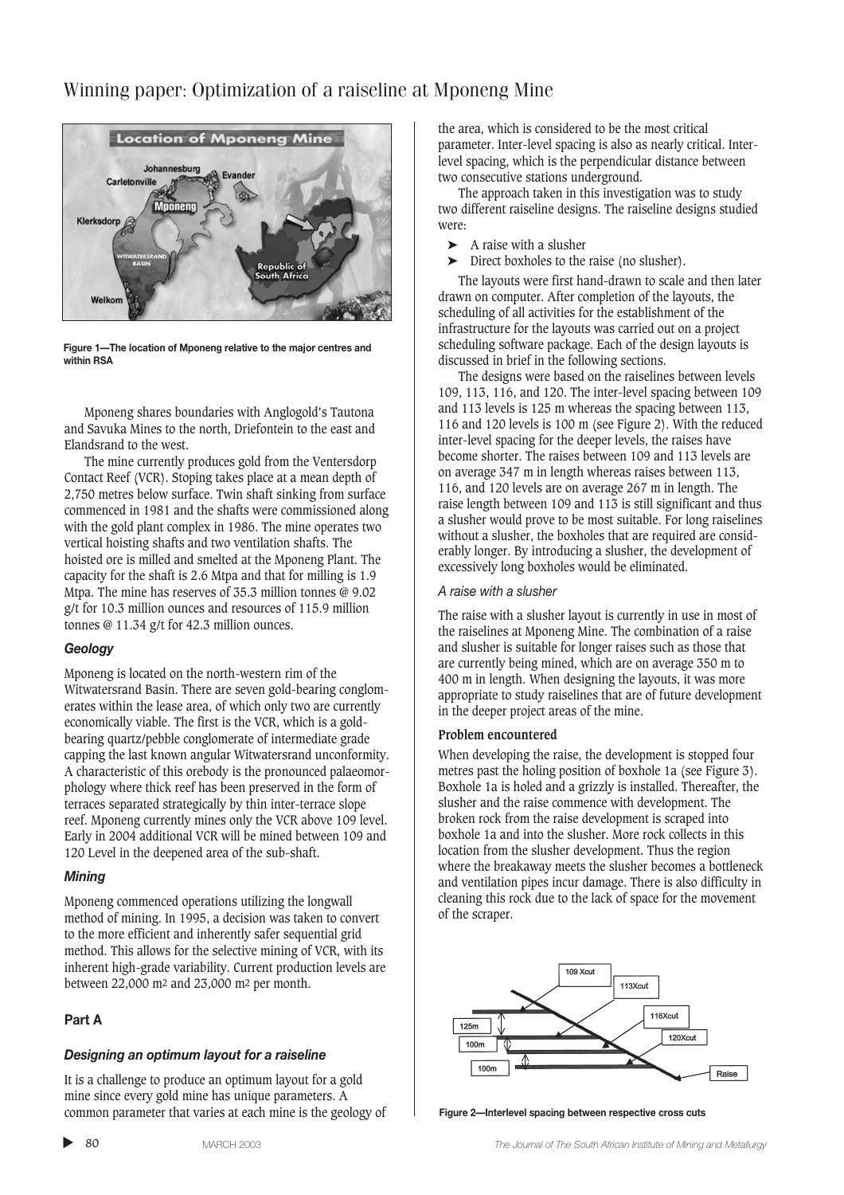Figure 1—The location of Mponeng relative to the major centres and within RSA

Mponeng shares boundaries with Anglogold's Tautona and Savuka Mines to the north, Driefontein to the east and Elandsrand to the west.

The mine currently produces gold from the Ventersdorp Contact Reef (VCR). Stoping takes place at a mean depth of 2,750 metres below surface. Twin shaft sinking from surface commenced in 1981 and the shafts were commissioned along with the gold plant complex in 1986. The mine operates two vertical hoisting shafts and two ventilation shafts. The hoisted ore is milled and smelted at the Mponeng Plant. The capacity for the shaft is 2.6 Mtpa and that for milling is 1.9 Mtpa. The mine has reserves of 35.3 million tonnes @ 9.02 g/t for 10.3 million ounces and resources of 115.9 million tonnes @ 11.34 g/t for 42.3 million ounces.

### *Geology*

Mponeng is located on the north-western rim of the Witwatersrand Basin. There are seven gold-bearing conglomerates within the lease area, of which only two are currently economically viable. The first is the VCR, which is a gold-bearing quartz/pebble conglomerate of intermediate grade capping the last known angular Witwatersrand unconformity. A characteristic of this orebody is the pronounced palaeomorphology where thick reef has been preserved in the form of terraces separated strategically by thin inter-terrace slope reef. Mponeng currently mines only the VCR above 109 level. Early in 2004 additional VCR will be mined between 109 and 120 Level in the deepened area of the sub-shaft.

### *Mining*

Mponeng commenced operations utilizing the longwall method of mining. In 1995, a decision was taken to convert to the more efficient and inherently safer sequential grid method. This allows for the selective mining of VCR, with its inherent high-grade variability. Current production levels are between 22,000 m$^2$ and 23,000 m$^2$ per month.

## Part A

### *Designing an optimum layout for a raiseline*

It is a challenge to produce an optimum layout for a gold mine since every gold mine has unique parameters. A common parameter that varies at each mine is the geology of the area, which is considered to be the most critical parameter. Inter-level spacing is also as nearly critical. Inter-level spacing, which is the perpendicular distance between two consecutive stations underground.

The approach taken in this investigation was to study two different raiseline designs. The raiseline designs studied were:

- A raise with a slusher
- Direct boxholes to the raise (no slusher).

The layouts were first hand-drawn to scale and then later drawn on computer. After completion of the layouts, the scheduling of all activities for the establishment of the infrastructure for the layouts was carried out on a project scheduling software package. Each of the design layouts is discussed in brief in the following sections.

The designs were based on the raiselines between levels 109, 113, 116, and 120. The inter-level spacing between 109 and 113 levels is 125 m whereas the spacing between 113, 116 and 120 levels is 100 m (see Figure 2). With the reduced inter-level spacing for the deeper levels, the raises have become shorter. The raises between 109 and 113 levels are on average 347 m in length whereas raises between 113, 116, and 120 levels are on average 267 m in length. The raise length between 109 and 113 is still significant and thus a slusher would prove to be most suitable. For long raiselines without a slusher, the boxholes that are required are considerably longer. By introducing a slusher, the development of excessively long boxholes would be eliminated.

#### *A raise with a slusher*

The raise with a slusher layout is currently in use in most of the raiselines at Mponeng Mine. The combination of a raise and slusher is suitable for longer raises such as those that are currently being mined, which are on average 350 m to 400 m in length. When designing the layouts, it was more appropriate to study raiselines that are of future development in the deeper project areas of the mine.

**Problem encountered**

When developing the raise, the development is stopped four metres past the holing position of boxhole 1a (see Figure 3). Boxhole 1a is holed and a grizzly is installed. Thereafter, the slusher and the raise commence with development. The broken rock from the raise development is scraped into boxhole 1a and into the slusher. More rock collects in this location from the slusher development. Thus the region where the breakaway meets the slusher becomes a bottleneck and ventilation pipes incur damage. There is also difficulty in cleaning this rock due to the lack of space for the movement of the scraper.

Figure 2—Interlevel spacing between respective cross cuts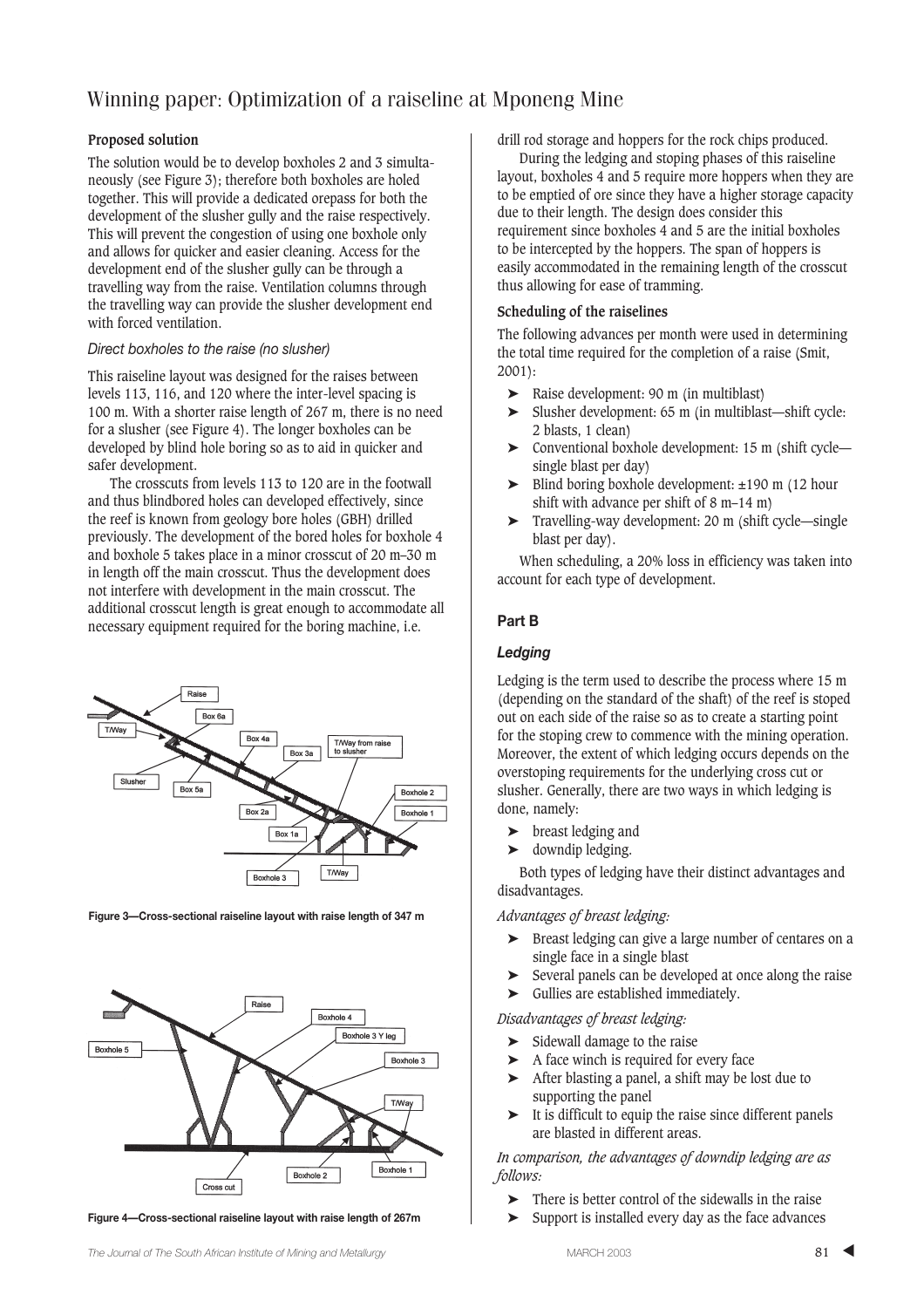### Proposed solution

The solution would be to develop boxholes 2 and 3 simultaneously (see Figure 3); therefore both boxholes are holed together. This will provide a dedicated orepass for both the development of the slusher gully and the raise respectively. This will prevent the congestion of using one boxhole only and allows for quicker and easier cleaning. Access for the development end of the slusher gully can be through a travelling way from the raise. Ventilation columns through the travelling way can provide the slusher development end with forced ventilation.

#### *Direct boxholes to the raise (no slusher)*

This raiseline layout was designed for the raises between levels 113, 116, and 120 where the inter-level spacing is 100 m. With a shorter raise length of 267 m, there is no need for a slusher (see Figure 4). The longer boxholes can be developed by blind hole boring so as to aid in quicker and safer development.

The crosscuts from levels 113 to 120 are in the footwall and thus blindbored holes can developed effectively, since the reef is known from geology bore holes (GBH) drilled previously. The development of the bored holes for boxhole 4 and boxhole 5 takes place in a minor crosscut of 20 m–30 m in length off the main crosscut. Thus the development does not interfere with development in the main crosscut. The additional crosscut length is great enough to accommodate all necessary equipment required for the boring machine, i.e. drill rod storage and hoppers for the rock chips produced.

Figure 3—Cross-sectional raiseline layout with raise length of 347 m

Figure 4—Cross-sectional raiseline layout with raise length of 267m

During the ledging and stoping phases of this raiseline layout, boxholes 4 and 5 require more hoppers when they are to be emptied of ore since they have a higher storage capacity due to their length. The design does consider this requirement since boxholes 4 and 5 are the initial boxholes to be intercepted by the hoppers. The span of hoppers is easily accommodated in the remaining length of the crosscut thus allowing for ease of tramming.

### Scheduling of the raiselines

The following advances per month were used in determining the total time required for the completion of a raise (Smit, 2001):

- Raise development: 90 m (in multiblast)
- Slusher development: 65 m (in multiblast—shift cycle: 2 blasts, 1 clean)
- Conventional boxhole development: 15 m (shift cycle—single blast per day)
- Blind boring boxhole development: ±190 m (12 hour shift with advance per shift of 8 m–14 m)
- Travelling-way development: 20 m (shift cycle—single blast per day).

When scheduling, a 20% loss in efficiency was taken into account for each type of development.

## Part B

### *Ledging*

Ledging is the term used to describe the process where 15 m (depending on the standard of the shaft) of the reef is stoped out on each side of the raise so as to create a starting point for the stoping crew to commence with the mining operation. Moreover, the extent of which ledging occurs depends on the overstoping requirements for the underlying cross cut or slusher. Generally, there are two ways in which ledging is done, namely:

- breast ledging and
- downdip ledging.

Both types of ledging have their distinct advantages and disadvantages.

*Advantages of breast ledging:*

- Breast ledging can give a large number of centares on a single face in a single blast
- Several panels can be developed at once along the raise
- Gullies are established immediately.

*Disadvantages of breast ledging:*

- Sidewall damage to the raise
- A face winch is required for every face
- After blasting a panel, a shift may be lost due to supporting the panel
- It is difficult to equip the raise since different panels are blasted in different areas.

*In comparison, the advantages of downdip ledging are as follows:*

- There is better control of the sidewalls in the raise
- Support is installed every day as the face advances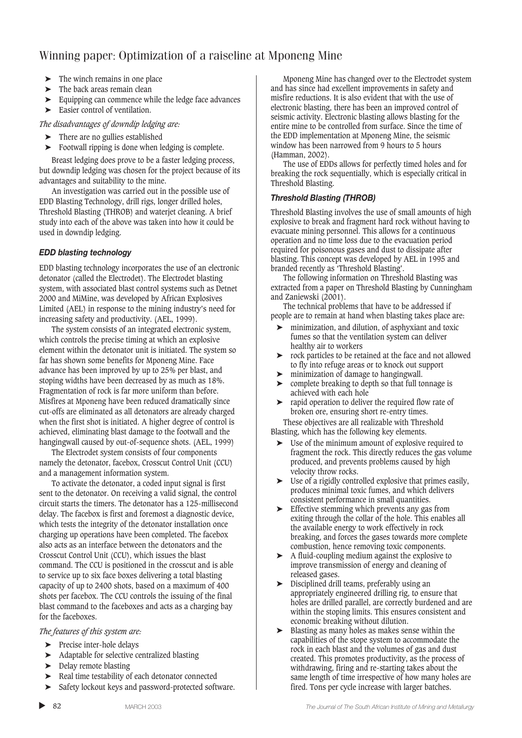- The winch remains in one place
- The back areas remain clean
- Equipping can commence while the ledge face advances
- Easier control of ventilation.

*The disadvantages of downdip ledging are:*

- There are no gullies established
- Footwall ripping is done when ledging is complete.

Breast ledging does prove to be a faster ledging process, but downdip ledging was chosen for the project because of its advantages and suitability to the mine.

An investigation was carried out in the possible use of EDD Blasting Technology, drill rigs, longer drilled holes, Threshold Blasting (THROB) and waterjet cleaning. A brief study into each of the above was taken into how it could be used in downdip ledging.

### *EDD blasting technology*

EDD blasting technology incorporates the use of an electronic detonator (called the Electrodet). The Electrodet blasting system, with associated blast control systems such as Detnet 2000 and MiMine, was developed by African Explosives Limited (AEL) in response to the mining industry's need for increasing safety and productivity. (AEL, 1999).

The system consists of an integrated electronic system, which controls the precise timing at which an explosive element within the detonator unit is initiated. The system so far has shown some benefits for Mponeng Mine. Face advance has been improved by up to 25% per blast, and stoping widths have been decreased by as much as 18%. Fragmentation of rock is far more uniform than before. Misfires at Mponeng have been reduced dramatically since cut-offs are eliminated as all detonators are already charged when the first shot is initiated. A higher degree of control is achieved, eliminating blast damage to the footwall and the hangingwall caused by out-of-sequence shots. (AEL, 1999)

The Electrodet system consists of four components namely the detonator, facebox, Crosscut Control Unit (CCU) and a management information system.

To activate the detonator, a coded input signal is first sent to the detonator. On receiving a valid signal, the control circuit starts the timers. The detonator has a 125-millisecond delay. The facebox is first and foremost a diagnostic device, which tests the integrity of the detonator installation once charging up operations have been completed. The facebox also acts as an interface between the detonators and the Crosscut Control Unit (CCU), which issues the blast command. The CCU is positioned in the crosscut and is able to service up to six face boxes delivering a total blasting capacity of up to 2400 shots, based on a maximum of 400 shots per facebox. The CCU controls the issuing of the final blast command to the faceboxes and acts as a charging bay for the faceboxes.

*The features of this system are:*

- Precise inter-hole delays
- Adaptable for selective centralized blasting
- Delay remote blasting
- Real time testability of each detonator connected
- Safety lockout keys and password-protected software.

Mponeng Mine has changed over to the Electrodet system and has since had excellent improvements in safety and misfire reductions. It is also evident that with the use of electronic blasting, there has been an improved control of seismic activity. Electronic blasting allows blasting for the entire mine to be controlled from surface. Since the time of the EDD implementation at Mponeng Mine, the seismic window has been narrowed from 9 hours to 5 hours (Hamman, 2002).

The use of EDDs allows for perfectly timed holes and for breaking the rock sequentially, which is especially critical in Threshold Blasting.

### *Threshold Blasting (THROB)*

Threshold Blasting involves the use of small amounts of high explosive to break and fragment hard rock without having to evacuate mining personnel. This allows for a continuous operation and no time loss due to the evacuation period required for poisonous gases and dust to dissipate after blasting. This concept was developed by AEL in 1995 and branded recently as 'Threshold Blasting'.

The following information on Threshold Blasting was extracted from a paper on Threshold Blasting by Cunningham and Zaniewski (2001).

The technical problems that have to be addressed if people are to remain at hand when blasting takes place are:

- minimization, and dilution, of asphyxiant and toxic fumes so that the ventilation system can deliver healthy air to workers
- rock particles to be retained at the face and not allowed to fly into refuge areas or to knock out support
- minimization of damage to hangingwall.
- complete breaking to depth so that full tonnage is achieved with each hole
- rapid operation to deliver the required flow rate of broken ore, ensuring short re-entry times.

These objectives are all realizable with Threshold Blasting, which has the following key elements.

- Use of the minimum amount of explosive required to fragment the rock. This directly reduces the gas volume produced, and prevents problems caused by high velocity throw rocks.
- Use of a rigidly controlled explosive that primes easily, produces minimal toxic fumes, and which delivers consistent performance in small quantities.
- Effective stemming which prevents any gas from exiting through the collar of the hole. This enables all the available energy to work effectively in rock breaking, and forces the gases towards more complete combustion, hence removing toxic components.
- A fluid-coupling medium against the explosive to improve transmission of energy and cleaning of released gases.
- Disciplined drill teams, preferably using an appropriately engineered drilling rig, to ensure that holes are drilled parallel, are correctly burdened and are within the stoping limits. This ensures consistent and economic breaking without dilution.
- Blasting as many holes as makes sense within the capabilities of the stope system to accommodate the rock in each blast and the volumes of gas and dust created. This promotes productivity, as the process of withdrawing, firing and re-starting takes about the same length of time irrespective of how many holes are fired. Tons per cycle increase with larger batches.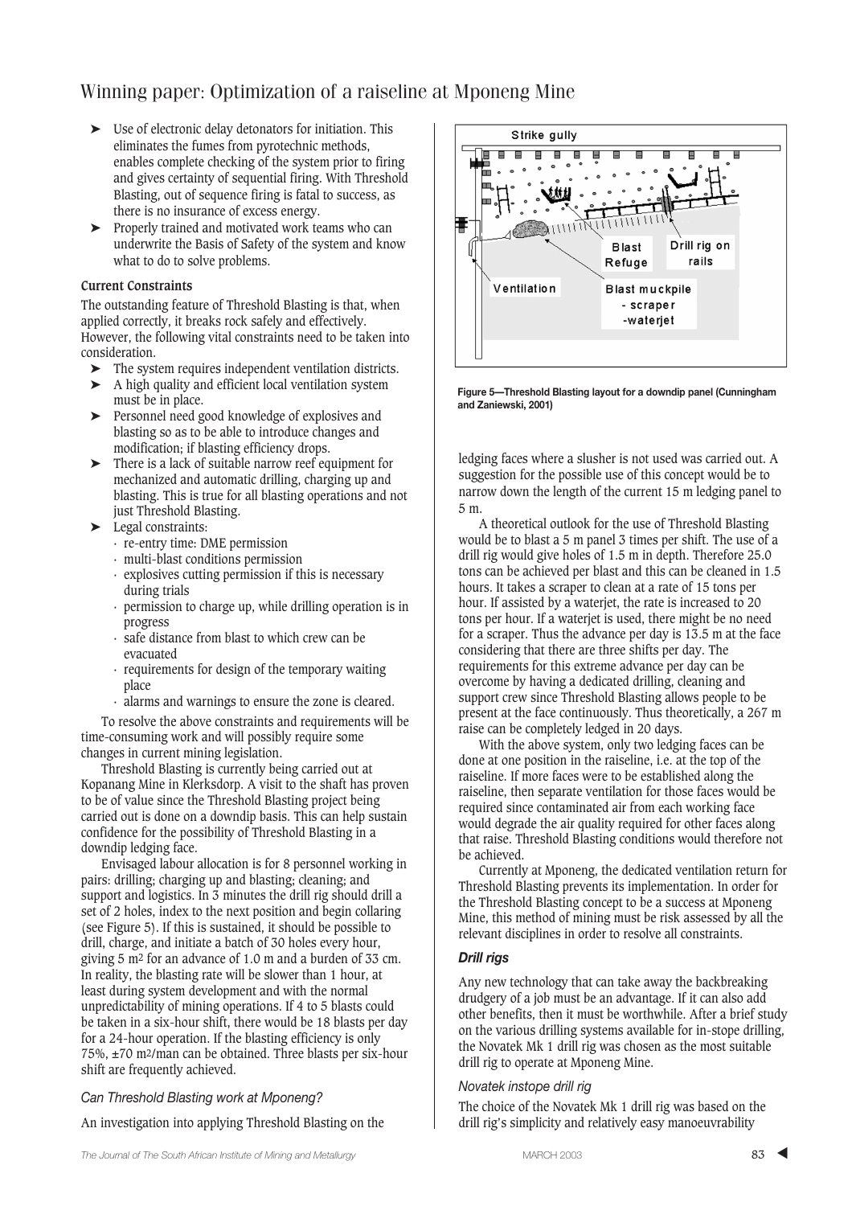- ➤ Use of electronic delay detonators for initiation. This eliminates the fumes from pyrotechnic methods, enables complete checking of the system prior to firing and gives certainty of sequential firing. With Threshold Blasting, out of sequence firing is fatal to success, as there is no insurance of excess energy.
- ➤ Properly trained and motivated work teams who can underwrite the Basis of Safety of the system and know what to do to solve problems.

**Current Constraints**

The outstanding feature of Threshold Blasting is that, when applied correctly, it breaks rock safely and effectively. However, the following vital constraints need to be taken into consideration.

- ➤ The system requires independent ventilation districts.
- ➤ A high quality and efficient local ventilation system must be in place.
- ➤ Personnel need good knowledge of explosives and blasting so as to be able to introduce changes and modification; if blasting efficiency drops.
- ➤ There is a lack of suitable narrow reef equipment for mechanized and automatic drilling, charging up and blasting. This is true for all blasting operations and not just Threshold Blasting.
- ➤ Legal constraints:
  - · re-entry time: DME permission
  - · multi-blast conditions permission
  - · explosives cutting permission if this is necessary during trials
  - · permission to charge up, while drilling operation is in progress
  - · safe distance from blast to which crew can be evacuated
  - · requirements for design of the temporary waiting place
  - · alarms and warnings to ensure the zone is cleared.

To resolve the above constraints and requirements will be time-consuming work and will possibly require some changes in current mining legislation.

Threshold Blasting is currently being carried out at Kopanang Mine in Klerksdorp. A visit to the shaft has proven to be of value since the Threshold Blasting project being carried out is done on a downdip basis. This can help sustain confidence for the possibility of Threshold Blasting in a downdip ledging face.

Envisaged labour allocation is for 8 personnel working in pairs: drilling; charging up and blasting; cleaning; and support and logistics. In 3 minutes the drill rig should drill a set of 2 holes, index to the next position and begin collaring (see Figure 5). If this is sustained, it should be possible to drill, charge, and initiate a batch of 30 holes every hour, giving 5 m$^2$ for an advance of 1.0 m and a burden of 33 cm. In reality, the blasting rate will be slower than 1 hour, at least during system development and with the normal unpredictability of mining operations. If 4 to 5 blasts could be taken in a six-hour shift, there would be 18 blasts per day for a 24-hour operation. If the blasting efficiency is only 75%, ±70 m$^2$/man can be obtained. Three blasts per six-hour shift are frequently achieved.

*Can Threshold Blasting work at Mponeng?*

An investigation into applying Threshold Blasting on the ledging faces where a slusher is not used was carried out. A suggestion for the possible use of this concept would be to narrow down the length of the current 15 m ledging panel to 5 m.

A theoretical outlook for the use of Threshold Blasting would be to blast a 5 m panel 3 times per shift. The use of a drill rig would give holes of 1.5 m in depth. Therefore 25.0 tons can be achieved per blast and this can be cleaned in 1.5 hours. It takes a scraper to clean at a rate of 15 tons per hour. If assisted by a waterjet, the rate is increased to 20 tons per hour. If a waterjet is used, there might be no need for a scraper. Thus the advance per day is 13.5 m at the face considering that there are three shifts per day. The requirements for this extreme advance per day can be overcome by having a dedicated drilling, cleaning and support crew since Threshold Blasting allows people to be present at the face continuously. Thus theoretically, a 267 m raise can be completely ledged in 20 days.

With the above system, only two ledging faces can be done at one position in the raiseline, i.e. at the top of the raiseline. If more faces were to be established along the raiseline, then separate ventilation for those faces would be required since contaminated air from each working face would degrade the air quality required for other faces along that raise. Threshold Blasting conditions would therefore not be achieved.

Currently at Mponeng, the dedicated ventilation return for Threshold Blasting prevents its implementation. In order for the Threshold Blasting concept to be a success at Mponeng Mine, this method of mining must be risk assessed by all the relevant disciplines in order to resolve all constraints.

**Figure 5—Threshold Blasting layout for a downdip panel (Cunningham and Zaniewski, 2001)**

### *Drill rigs*

Any new technology that can take away the backbreaking drudgery of a job must be an advantage. If it can also add other benefits, then it must be worthwhile. After a brief study on the various drilling systems available for in-stope drilling, the Novatek Mk 1 drill rig was chosen as the most suitable drill rig to operate at Mponeng Mine.

*Novatek instope drill rig*

The choice of the Novatek Mk 1 drill rig was based on the drill rig's simplicity and relatively easy manoeuvrability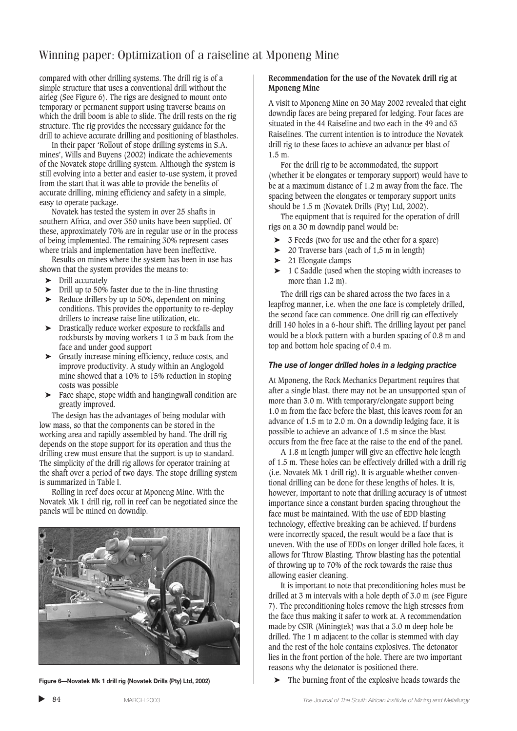compared with other drilling systems. The drill rig is of a simple structure that uses a conventional drill without the airleg (See Figure 6). The rigs are designed to mount onto temporary or permanent support using traverse beams on which the drill boom is able to slide. The drill rests on the rig structure. The rig provides the necessary guidance for the drill to achieve accurate drilling and positioning of blastholes.

In their paper 'Rollout of stope drilling systems in S.A. mines', Wills and Buyens (2002) indicate the achievements of the Novatek stope drilling system. Although the system is still evolving into a better and easier to-use system, it proved from the start that it was able to provide the benefits of accurate drilling, mining efficiency and safety in a simple, easy to operate package.

Novatek has tested the system in over 25 shafts in southern Africa, and over 350 units have been supplied. Of these, approximately 70% are in regular use or in the process of being implemented. The remaining 30% represent cases where trials and implementation have been ineffective.

Results on mines where the system has been in use has shown that the system provides the means to:

- Drill accurately
- Drill up to 50% faster due to the in-line thrusting
- Reduce drillers by up to 50%, dependent on mining conditions. This provides the opportunity to re-deploy drillers to increase raise line utilization, etc.
- Drastically reduce worker exposure to rockfalls and rockbursts by moving workers 1 to 3 m back from the face and under good support
- Greatly increase mining efficiency, reduce costs, and improve productivity. A study within an Anglogold mine showed that a 10% to 15% reduction in stoping costs was possible
- Face shape, stope width and hangingwall condition are greatly improved.

The design has the advantages of being modular with low mass, so that the components can be stored in the working area and rapidly assembled by hand. The drill rig depends on the stope support for its operation and thus the drilling crew must ensure that the support is up to standard. The simplicity of the drill rig allows for operator training at the shaft over a period of two days. The stope drilling system is summarized in Table I.

Rolling in reef does occur at Mponeng Mine. With the Novatek Mk 1 drill rig, roll in reef can be negotiated since the panels will be mined on downdip.

Figure 6—Novatek Mk 1 drill rig (Novatek Drills (Pty) Ltd, 2002)

**Recommendation for the use of the Novatek drill rig at Mponeng Mine**

A visit to Mponeng Mine on 30 May 2002 revealed that eight downdip faces are being prepared for ledging. Four faces are situated in the 44 Raiseline and two each in the 49 and 63 Raiselines. The current intention is to introduce the Novatek drill rig to these faces to achieve an advance per blast of 1.5 m.

For the drill rig to be accommodated, the support (whether it be elongates or temporary support) would have to be at a maximum distance of 1.2 m away from the face. The spacing between the elongates or temporary support units should be 1.5 m (Novatek Drills (Pty) Ltd, 2002).

The equipment that is required for the operation of drill rigs on a 30 m downdip panel would be:

- 3 Feeds (two for use and the other for a spare)
- 20 Traverse bars (each of 1,5 m in length)
- 21 Elongate clamps
- 1 C Saddle (used when the stoping width increases to more than 1.2 m).

The drill rigs can be shared across the two faces in a leapfrog manner, i.e. when the one face is completely drilled, the second face can commence. One drill rig can effectively drill 140 holes in a 6-hour shift. The drilling layout per panel would be a block pattern with a burden spacing of 0.8 m and top and bottom hole spacing of 0.4 m.

### *The use of longer drilled holes in a ledging practice*

At Mponeng, the Rock Mechanics Department requires that after a single blast, there may not be an unsupported span of more than 3.0 m. With temporary/elongate support being 1.0 m from the face before the blast, this leaves room for an advance of 1.5 m to 2.0 m. On a downdip ledging face, it is possible to achieve an advance of 1.5 m since the blast occurs from the free face at the raise to the end of the panel.

A 1.8 m length jumper will give an effective hole length of 1.5 m. These holes can be effectively drilled with a drill rig (i.e. Novatek Mk 1 drill rig). It is arguable whether conventional drilling can be done for these lengths of holes. It is, however, important to note that drilling accuracy is of utmost importance since a constant burden spacing throughout the face must be maintained. With the use of EDD blasting technology, effective breaking can be achieved. If burdens were incorrectly spaced, the result would be a face that is uneven. With the use of EDDs on longer drilled hole faces, it allows for Throw Blasting. Throw blasting has the potential of throwing up to 70% of the rock towards the raise thus allowing easier cleaning.

It is important to note that preconditioning holes must be drilled at 3 m intervals with a hole depth of 3.0 m (see Figure 7). The preconditioning holes remove the high stresses from the face thus making it safer to work at. A recommendation made by CSIR (Miningtek) was that a 3.0 m deep hole be drilled. The 1 m adjacent to the collar is stemmed with clay and the rest of the hole contains explosives. The detonator lies in the front portion of the hole. There are two important reasons why the detonator is positioned there.

- The burning front of the explosive heads towards the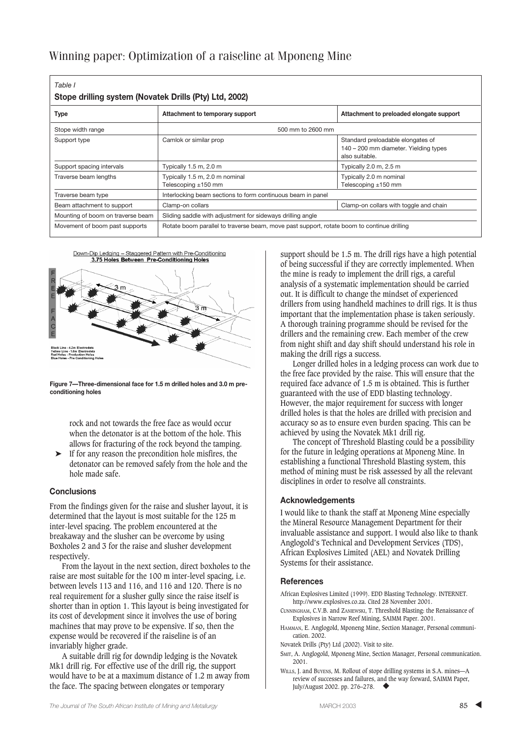*Table I*

**Stope drilling system (Novatek Drills (Pty) Ltd, 2002)**

| Type | Attachment to temporary support | Attachment to preloaded elongate support |
|---|---|---|
| Stope width range | 500 mm to 2600 mm | |
| Support type | Camlok or similar prop | Standard preloadable elongates of 140 – 200 mm diameter. Yielding types also suitable. |
| Support spacing intervals | Typically 1.5 m, 2.0 m | Typically 2.0 m, 2.5 m |
| Traverse beam lengths | Typically 1.5 m, 2.0 m nominal Telescoping ±150 mm | Typically 2.0 m nominal Telescoping ±150 mm |
| Traverse beam type | Interlocking beam sections to form continuous beam in panel | |
| Beam attachment to support | Clamp-on collars | Clamp-on collars with toggle and chain |
| Mounting of boom on traverse beam | Sliding saddle with adjustment for sideways drilling angle | |
| Movement of boom past supports | Rotate boom parallel to traverse beam, move past support, rotate boom to continue drilling | |

**Figure 7—Three-dimensional face for 1.5 m drilled holes and 3.0 m pre-conditioning holes**

rock and not towards the free face as would occur when the detonator is at the bottom of the hole. This allows for fracturing of the rock beyond the tamping.

- If for any reason the precondition hole misfires, the detonator can be removed safely from the hole and the hole made safe.

### Conclusions

From the findings given for the raise and slusher layout, it is determined that the layout is most suitable for the 125 m inter-level spacing. The problem encountered at the breakaway and the slusher can be overcome by using Boxholes 2 and 3 for the raise and slusher development respectively.

From the layout in the next section, direct boxholes to the raise are most suitable for the 100 m inter-level spacing, i.e. between levels 113 and 116, and 116 and 120. There is no real requirement for a slusher gully since the raise itself is shorter than in option 1. This layout is being investigated for its cost of development since it involves the use of boring machines that may prove to be expensive. If so, then the expense would be recovered if the raiseline is of an invariably higher grade.

A suitable drill rig for downdip ledging is the Novatek Mk1 drill rig. For effective use of the drill rig, the support would have to be at a maximum distance of 1.2 m away from the face. The spacing between elongates or temporary support should be 1.5 m. The drill rigs have a high potential of being successful if they are correctly implemented. When the mine is ready to implement the drill rigs, a careful analysis of a systematic implementation should be carried out. It is difficult to change the mindset of experienced drillers from using handheld machines to drill rigs. It is thus important that the implementation phase is taken seriously. A thorough training programme should be revised for the drillers and the remaining crew. Each member of the crew from night shift and day shift should understand his role in making the drill rigs a success.

Longer drilled holes in a ledging process can work due to the free face provided by the raise. This will ensure that the required face advance of 1.5 m is obtained. This is further guaranteed with the use of EDD blasting technology. However, the major requirement for success with longer drilled holes is that the holes are drilled with precision and accuracy so as to ensure even burden spacing. This can be achieved by using the Novatek Mk1 drill rig.

The concept of Threshold Blasting could be a possibility for the future in ledging operations at Mponeng Mine. In establishing a functional Threshold Blasting system, this method of mining must be risk assessed by all the relevant disciplines in order to resolve all constraints.

### Acknowledgements

I would like to thank the staff at Mponeng Mine especially the Mineral Resource Management Department for their invaluable assistance and support. I would also like to thank Anglogold's Technical and Development Services (TDS), African Explosives Limited (AEL) and Novatek Drilling Systems for their assistance.

### References

African Explosives Limited (1999). EDD Blasting Technology. INTERNET. http://www.explosives.co.za. Cited 28 November 2001.

Cunningham, C.V.B. and Zaniewski, T. Threshold Blasting: the Renaissance of Explosives in Narrow Reef Mining, SAIMM Paper. 2001.

Hamman, E. Anglogold, Mponeng Mine, Section Manager, Personal communication. 2002.

Novatek Drills (Pty) Ltd (2002). Visit to site.

Smit, A. Anglogold, Mponeng Mine, Section Manager, Personal communication. 2001.

Wills, J. and Buyens, M. Rollout of stope drilling systems in S.A. mines—A review of successes and failures, and the way forward, SAIMM Paper, July/August 2002. pp. 276–278.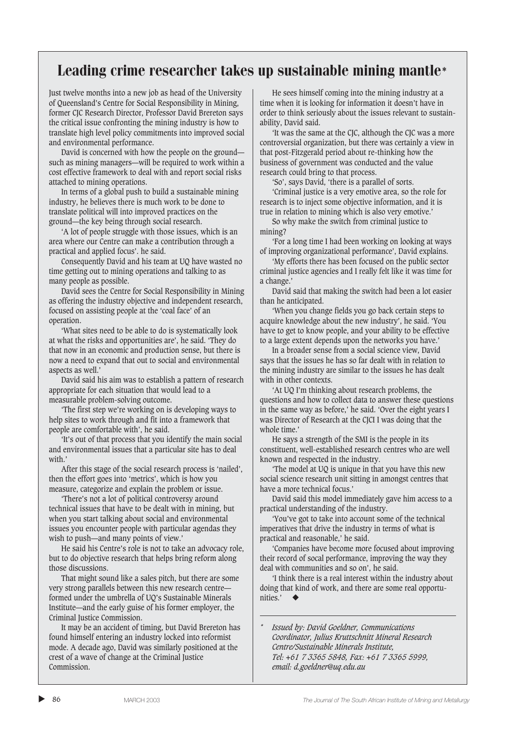# Leading crime researcher takes up sustainable mining mantle*

Just twelve months into a new job as head of the University of Queensland's Centre for Social Responsibility in Mining, former CJC Research Director, Professor David Brereton says the critical issue confronting the mining industry is how to translate high level policy commitments into improved social and environmental performance.

David is concerned with how the people on the ground—such as mining managers—will be required to work within a cost effective framework to deal with and report social risks attached to mining operations.

In terms of a global push to build a sustainable mining industry, he believes there is much work to be done to translate political will into improved practices on the ground—the key being through social research.

'A lot of people struggle with those issues, which is an area where our Centre can make a contribution through a practical and applied focus'. he said.

Consequently David and his team at UQ have wasted no time getting out to mining operations and talking to as many people as possible.

David sees the Centre for Social Responsibility in Mining as offering the industry objective and independent research, focused on assisting people at the 'coal face' of an operation.

'What sites need to be able to do is systematically look at what the risks and opportunities are', he said. 'They do that now in an economic and production sense, but there is now a need to expand that out to social and environmental aspects as well.'

David said his aim was to establish a pattern of research appropriate for each situation that would lead to a measurable problem-solving outcome.

'The first step we're working on is developing ways to help sites to work through and fit into a framework that people are comfortable with', he said.

'It's out of that process that you identify the main social and environmental issues that a particular site has to deal with.'

After this stage of the social research process is 'nailed', then the effort goes into 'metrics', which is how you measure, categorize and explain the problem or issue.

'There's not a lot of political controversy around technical issues that have to be dealt with in mining, but when you start talking about social and environmental issues you encounter people with particular agendas they wish to push—and many points of view.'

He said his Centre's role is not to take an advocacy role, but to do objective research that helps bring reform along those discussions.

That might sound like a sales pitch, but there are some very strong parallels between this new research centre—formed under the umbrella of UQ's Sustainable Minerals Institute—and the early guise of his former employer, the Criminal Justice Commission.

It may be an accident of timing, but David Brereton has found himself entering an industry locked into reformist mode. A decade ago, David was similarly positioned at the crest of a wave of change at the Criminal Justice Commission.

He sees himself coming into the mining industry at a time when it is looking for information it doesn't have in order to think seriously about the issues relevant to sustainability, David said.

'It was the same at the CJC, although the CJC was a more controversial organization, but there was certainly a view in that post-Fitzgerald period about re-thinking how the business of government was conducted and the value research could bring to that process.

'So', says David, 'there is a parallel of sorts.

'Criminal justice is a very emotive area, so the role for research is to inject some objective information, and it is true in relation to mining which is also very emotive.'

So why make the switch from criminal justice to mining?

'For a long time I had been working on looking at ways of improving organizational performance', David explains.

'My efforts there has been focused on the public sector criminal justice agencies and I really felt like it was time for a change.'

David said that making the switch had been a lot easier than he anticipated.

'When you change fields you go back certain steps to acquire knowledge about the new industry', he said. 'You have to get to know people, and your ability to be effective to a large extent depends upon the networks you have.'

In a broader sense from a social science view, David says that the issues he has so far dealt with in relation to the mining industry are similar to the issues he has dealt with in other contexts.

'At UQ I'm thinking about research problems, the questions and how to collect data to answer these questions in the same way as before,' he said. 'Over the eight years I was Director of Research at the CJCI I was doing that the whole time.'

He says a strength of the SMI is the people in its constituent, well-established research centres who are well known and respected in the industry.

'The model at UQ is unique in that you have this new social science research unit sitting in amongst centres that have a more technical focus.'

David said this model immediately gave him access to a practical understanding of the industry.

'You've got to take into account some of the technical imperatives that drive the industry in terms of what is practical and reasonable,' he said.

'Companies have become more focused about improving their record of socal performance, improving the way they deal with communities and so on', he said.

'I think there is a real interest within the industry about doing that kind of work, and there are some real opportunities.' ◆

---

\* *Issued by: David Goeldner, Communications Coordinator, Julius Kruttschnitt Mineral Research Centre/Sustainable Minerals Institute, Tel: +61 7 3365 5848, Fax: +61 7 3365 5999, email: d.goeldner@uq.edu.au*